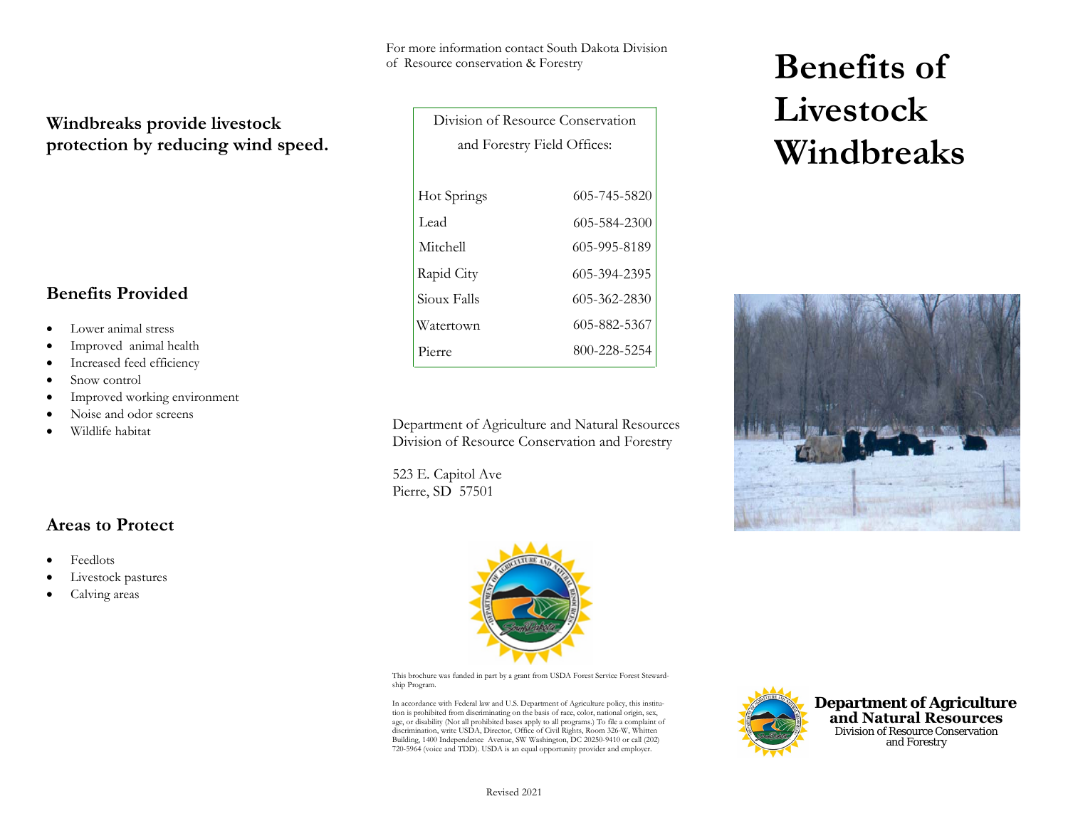**Windbreaks provide livestock protection by reducing wind speed.**

## Benefits Provided

- Lower animal stress
- Improved animal health
- Increased feed efficiency
- Snow control
- Improved working environment
- Noise and odor screens
- Wildlife habitat

## Areas to Protect

- Feedlots
- Livestock pastures
- Calving areas

For more information contact South Dakota Division of Resource conservation & Forestry

| Division of Resource Conservation and Forestry Field Offices: | |
|---|---|
| Hot Springs | 605-745-5820 |
| Lead | 605-584-2300 |
| Mitchell | 605-995-8189 |
| Rapid City | 605-394-2395 |
| Sioux Falls | 605-362-2830 |
| Watertown | 605-882-5367 |
| Pierre | 800-228-5254 |

Department of Agriculture and Natural Resources
Division of Resource Conservation and Forestry

523 E. Capitol Ave
Pierre, SD 57501

This brochure was funded in part by a grant from USDA Forest Service Forest Stewardship Program.

In accordance with Federal law and U.S. Department of Agriculture policy, this institution is prohibited from discriminating on the basis of race, color, national origin, sex, age, or disability (Not all prohibited bases apply to all programs.) To file a complaint of discrimination, write USDA, Director, Office of Civil Rights, Room 326-W, Whitten Building, 1400 Independence Avenue, SW Washington, DC 20250-9410 or call (202) 720-5964 (voice and TDD). USDA is an equal opportunity provider and employer.

Revised 2021

# Benefits of Livestock Windbreaks

**Department of Agriculture and Natural Resources**
Division of Resource Conservation and Forestry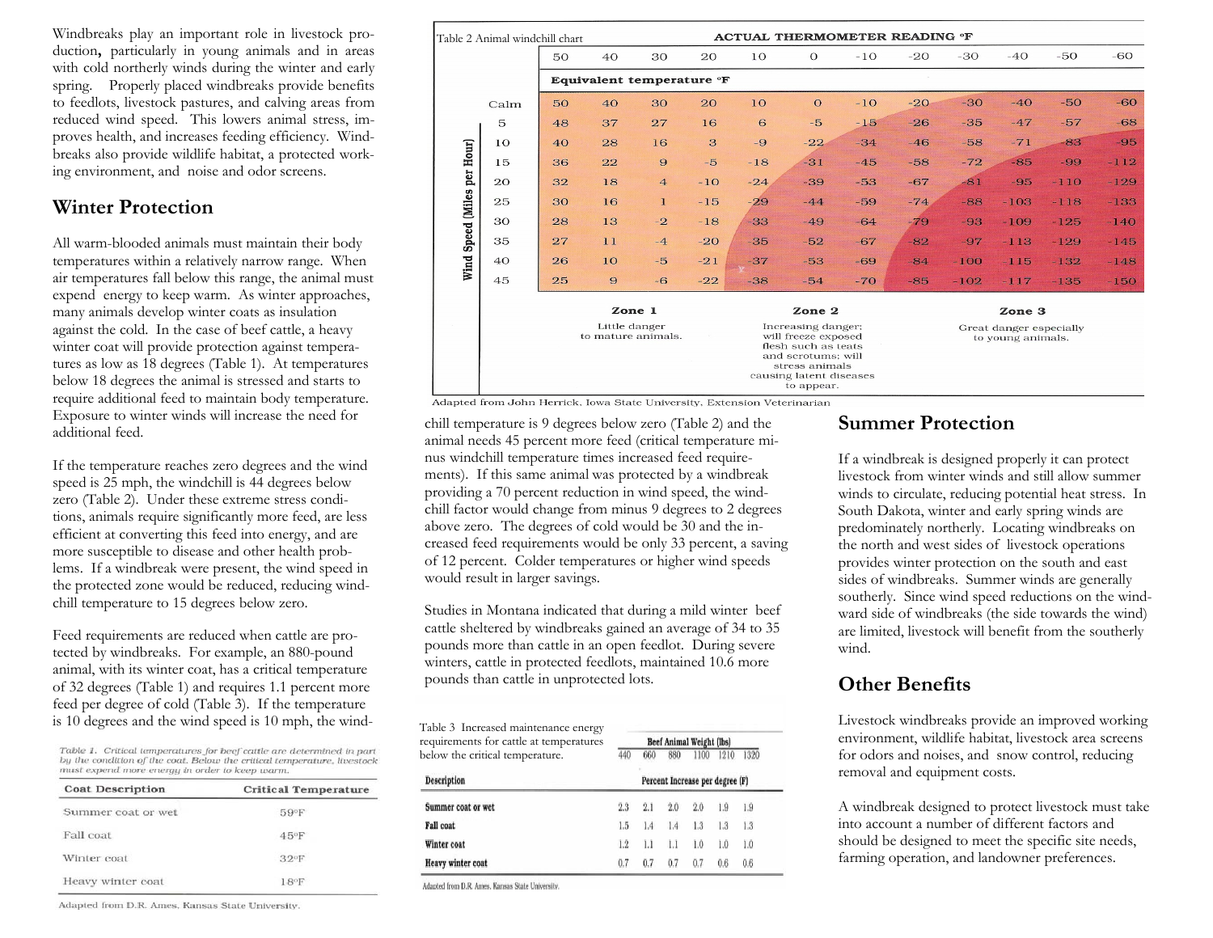Windbreaks play an important role in livestock production, particularly in young animals and in areas with cold northerly winds during the winter and early spring. Properly placed windbreaks provide benefits to feedlots, livestock pastures, and calving areas from reduced wind speed. This lowers animal stress, improves health, and increases feeding efficiency. Windbreaks also provide wildlife habitat, a protected working environment, and noise and odor screens.

## Winter Protection

All warm-blooded animals must maintain their body temperatures within a relatively narrow range. When air temperatures fall below this range, the animal must expend energy to keep warm. As winter approaches, many animals develop winter coats as insulation against the cold. In the case of beef cattle, a heavy winter coat will provide protection against temperatures as low as 18 degrees (Table 1). At temperatures below 18 degrees the animal is stressed and starts to require additional feed to maintain body temperature. Exposure to winter winds will increase the need for additional feed.

If the temperature reaches zero degrees and the wind speed is 25 mph, the windchill is 44 degrees below zero (Table 2). Under these extreme stress conditions, animals require significantly more feed, are less efficient at converting this feed into energy, and are more susceptible to disease and other health problems. If a windbreak were present, the wind speed in the protected zone would be reduced, reducing windchill temperature to 15 degrees below zero.

Feed requirements are reduced when cattle are protected by windbreaks. For example, an 880-pound animal, with its winter coat, has a critical temperature of 32 degrees (Table 1) and requires 1.1 percent more feed per degree of cold (Table 3). If the temperature is 10 degrees and the wind speed is 10 mph, the windchill temperature is 9 degrees below zero (Table 2) and the animal needs 45 percent more feed (critical temperature minus windchill temperature times increased feed requirements). If this same animal was protected by a windbreak providing a 70 percent reduction in wind speed, the windchill factor would change from minus 9 degrees to 2 degrees above zero. The degrees of cold would be 30 and the increased feed requirements would be only 33 percent, a saving of 12 percent. Colder temperatures or higher wind speeds would result in larger savings.

Studies in Montana indicated that during a mild winter beef cattle sheltered by windbreaks gained an average of 34 to 35 pounds more than cattle in an open feedlot. During severe winters, cattle in protected feedlots, maintained 10.6 more pounds than cattle in unprotected lots.

*Table 1. Critical temperatures for beef cattle are determined in part by the condition of the coat. Below the critical temperature, livestock must expend more energy in order to keep warm.*

| Coat Description | Critical Temperature |
|---|---|
| Summer coat or wet | 59°F |
| Fall coat | 45°F |
| Winter coat | 32°F |
| Heavy winter coat | 18°F |

Adapted from D.R. Ames, Kansas State University.

Table 2 Animal windchill chart

| Wind Speed (Miles per Hour) | ACTUAL THERMOMETER READING °F | | | | | | | | | | | |
|---|---|---|---|---|---|---|---|---|---|---|---|---|
| | 50 | 40 | 30 | 20 | 10 | 0 | -10 | -20 | -30 | -40 | -50 | -60 |
| | Equivalent temperature °F | | | | | | | | | | | |
| Calm | 50 | 40 | 30 | 20 | 10 | 0 | -10 | -20 | -30 | -40 | -50 | -60 |
| 5 | 48 | 37 | 27 | 16 | 6 | -5 | -15 | -26 | -35 | -47 | -57 | -68 |
| 10 | 40 | 28 | 16 | 3 | -9 | -22 | -34 | -46 | -58 | -71 | -83 | -95 |
| 15 | 36 | 22 | 9 | -5 | -18 | -31 | -45 | -58 | -72 | -85 | -99 | -112 |
| 20 | 32 | 18 | 4 | -10 | -24 | -39 | -53 | -67 | -81 | -95 | -110 | -129 |
| 25 | 30 | 16 | 1 | -15 | -29 | -44 | -59 | -74 | -88 | -103 | -118 | -133 |
| 30 | 28 | 13 | -2 | -18 | -33 | -49 | -64 | -79 | -93 | -109 | -125 | -140 |
| 35 | 27 | 11 | -4 | -20 | -35 | -52 | -67 | -82 | -97 | -113 | -129 | -145 |
| 40 | 26 | 10 | -5 | -21 | -37 | -53 | -69 | -84 | -100 | -115 | -132 | -148 |
| 45 | 25 | 9 | -6 | -22 | -38 | -54 | -70 | -85 | -102 | -117 | -135 | -150 |

**Zone 1** Little danger to mature animals.

**Zone 2** Increasing danger; will freeze exposed flesh such as teats and scrotums; will stress animals causing latent diseases to appear.

**Zone 3** Great danger especially to young animals.

Adapted from John Herrick, Iowa State University, Extension Veterinarian

Table 3 Increased maintenance energy requirements for cattle at temperatures below the critical temperature.

| Description | Beef Animal Weight (lbs) | | | | | |
|---|---|---|---|---|---|---|
| | 440 | 660 | 880 | 1100 | 1210 | 1320 |
| | Percent Increase per degree (F) | | | | | |
| Summer coat or wet | 2.3 | 2.1 | 2.0 | 2.0 | 1.9 | 1.9 |
| Fall coat | 1.5 | 1.4 | 1.4 | 1.3 | 1.3 | 1.3 |
| Winter coat | 1.2 | 1.1 | 1.1 | 1.0 | 1.0 | 1.0 |
| Heavy winter coat | 0.7 | 0.7 | 0.7 | 0.7 | 0.6 | 0.6 |

Adapted from D.R. Ames, Kansas State University.

## Summer Protection

If a windbreak is designed properly it can protect livestock from winter winds and still allow summer winds to circulate, reducing potential heat stress. In South Dakota, winter and early spring winds are predominately northerly. Locating windbreaks on the north and west sides of livestock operations provides winter protection on the south and east sides of windbreaks. Summer winds are generally southerly. Since wind speed reductions on the windward side of windbreaks (the side towards the wind) are limited, livestock will benefit from the southerly wind.

## Other Benefits

Livestock windbreaks provide an improved working environment, wildlife habitat, livestock area screens for odors and noises, and snow control, reducing removal and equipment costs.

A windbreak designed to protect livestock must take into account a number of different factors and should be designed to meet the specific site needs, farming operation, and landowner preferences.